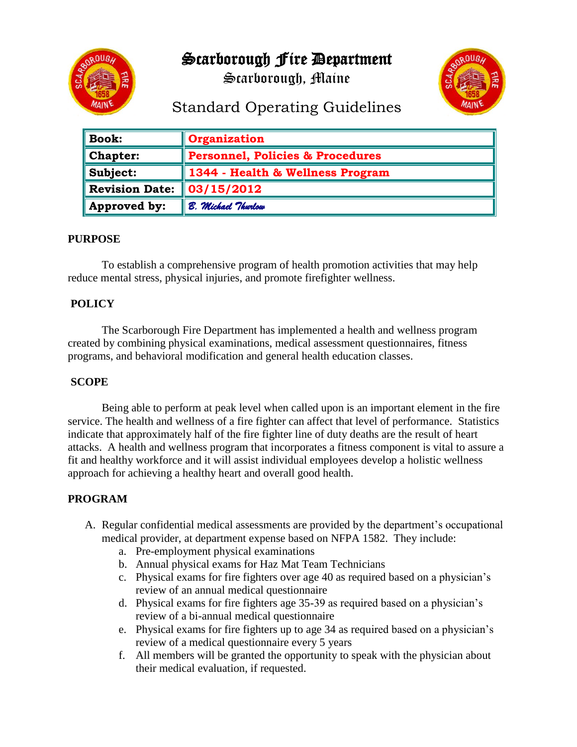# Scarborough Fire Department

Scarborough, Maine

## Standard Operating Guidelines

| **Book:** | **Organization** |
|---|---|
| **Chapter:** | **Personnel, Policies & Procedures** |
| **Subject:** | **1344 - Health & Wellness Program** |
| **Revision Date:** | **03/15/2012** |
| **Approved by:** | *B. Michael Thurlow* |

**PURPOSE**

To establish a comprehensive program of health promotion activities that may help reduce mental stress, physical injuries, and promote firefighter wellness.

**POLICY**

The Scarborough Fire Department has implemented a health and wellness program created by combining physical examinations, medical assessment questionnaires, fitness programs, and behavioral modification and general health education classes.

**SCOPE**

Being able to perform at peak level when called upon is an important element in the fire service. The health and wellness of a fire fighter can affect that level of performance. Statistics indicate that approximately half of the fire fighter line of duty deaths are the result of heart attacks. A health and wellness program that incorporates a fitness component is vital to assure a fit and healthy workforce and it will assist individual employees develop a holistic wellness approach for achieving a healthy heart and overall good health.

**PROGRAM**

A. Regular confidential medical assessments are provided by the department's occupational medical provider, at department expense based on NFPA 1582. They include:
   a. Pre-employment physical examinations
   b. Annual physical exams for Haz Mat Team Technicians
   c. Physical exams for fire fighters over age 40 as required based on a physician's review of an annual medical questionnaire
   d. Physical exams for fire fighters age 35-39 as required based on a physician's review of a bi-annual medical questionnaire
   e. Physical exams for fire fighters up to age 34 as required based on a physician's review of a medical questionnaire every 5 years
   f. All members will be granted the opportunity to speak with the physician about their medical evaluation, if requested.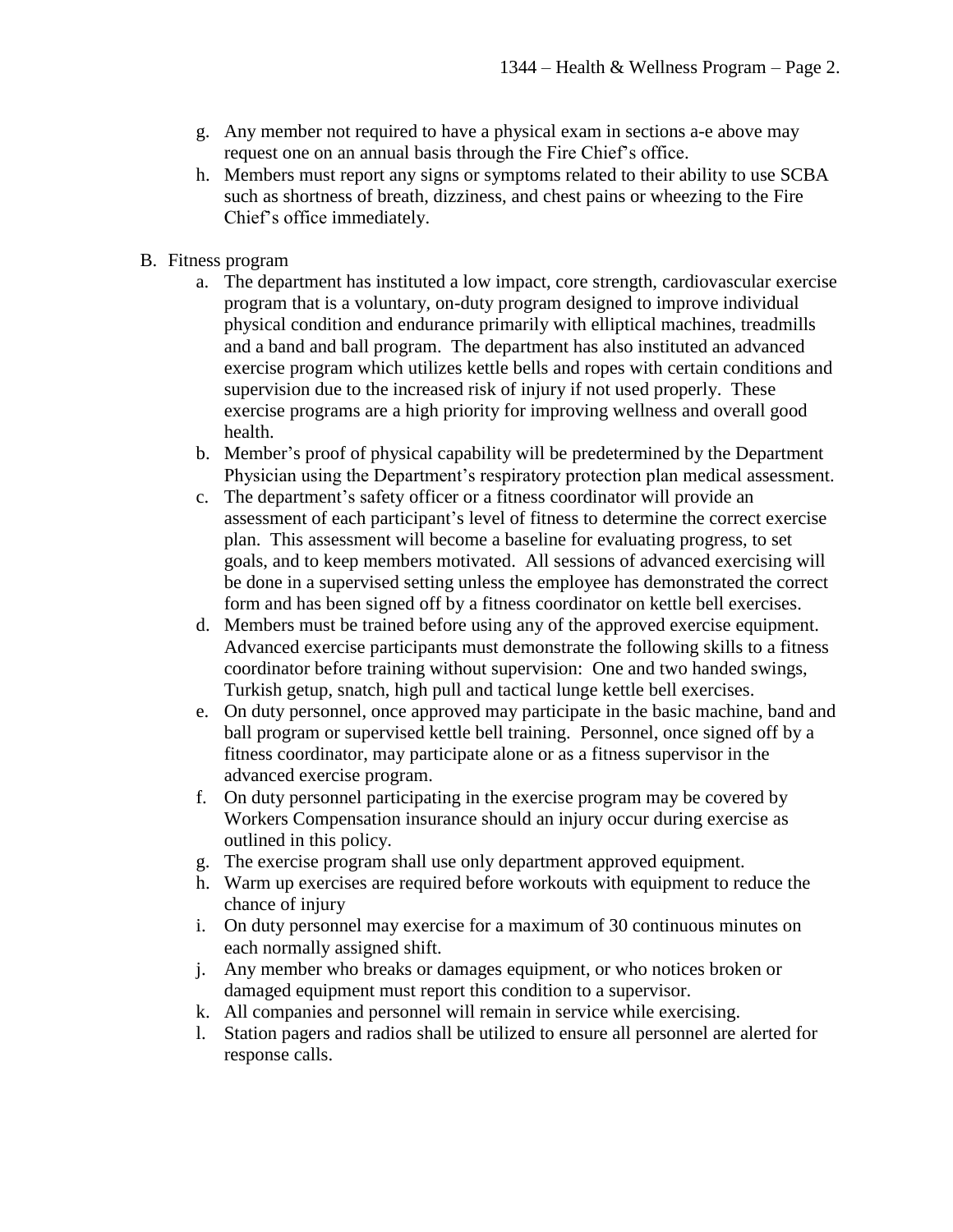g. Any member not required to have a physical exam in sections a-e above may request one on an annual basis through the Fire Chief's office.
h. Members must report any signs or symptoms related to their ability to use SCBA such as shortness of breath, dizziness, and chest pains or wheezing to the Fire Chief's office immediately.

B. Fitness program
   a. The department has instituted a low impact, core strength, cardiovascular exercise program that is a voluntary, on-duty program designed to improve individual physical condition and endurance primarily with elliptical machines, treadmills and a band and ball program. The department has also instituted an advanced exercise program which utilizes kettle bells and ropes with certain conditions and supervision due to the increased risk of injury if not used properly. These exercise programs are a high priority for improving wellness and overall good health.
   b. Member's proof of physical capability will be predetermined by the Department Physician using the Department's respiratory protection plan medical assessment.
   c. The department's safety officer or a fitness coordinator will provide an assessment of each participant's level of fitness to determine the correct exercise plan. This assessment will become a baseline for evaluating progress, to set goals, and to keep members motivated. All sessions of advanced exercising will be done in a supervised setting unless the employee has demonstrated the correct form and has been signed off by a fitness coordinator on kettle bell exercises.
   d. Members must be trained before using any of the approved exercise equipment. Advanced exercise participants must demonstrate the following skills to a fitness coordinator before training without supervision: One and two handed swings, Turkish getup, snatch, high pull and tactical lunge kettle bell exercises.
   e. On duty personnel, once approved may participate in the basic machine, band and ball program or supervised kettle bell training. Personnel, once signed off by a fitness coordinator, may participate alone or as a fitness supervisor in the advanced exercise program.
   f. On duty personnel participating in the exercise program may be covered by Workers Compensation insurance should an injury occur during exercise as outlined in this policy.
   g. The exercise program shall use only department approved equipment.
   h. Warm up exercises are required before workouts with equipment to reduce the chance of injury
   i. On duty personnel may exercise for a maximum of 30 continuous minutes on each normally assigned shift.
   j. Any member who breaks or damages equipment, or who notices broken or damaged equipment must report this condition to a supervisor.
   k. All companies and personnel will remain in service while exercising.
   l. Station pagers and radios shall be utilized to ensure all personnel are alerted for response calls.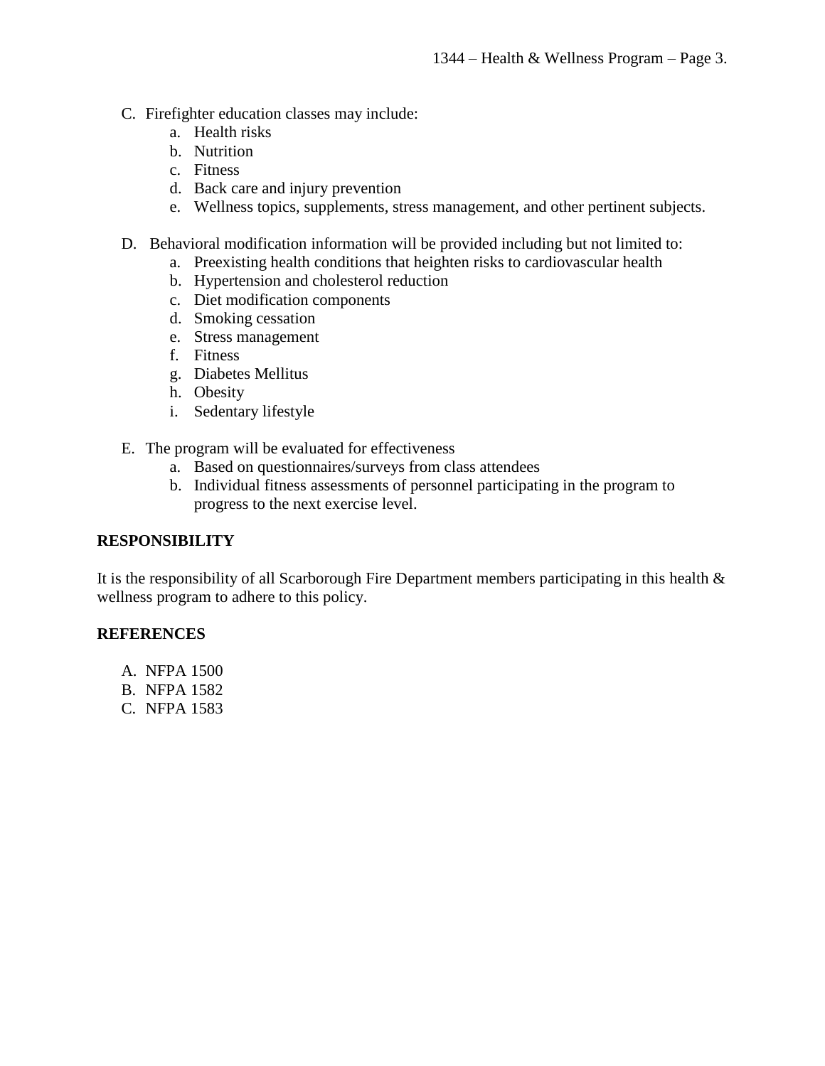C. Firefighter education classes may include:
   a. Health risks
   b. Nutrition
   c. Fitness
   d. Back care and injury prevention
   e. Wellness topics, supplements, stress management, and other pertinent subjects.

D. Behavioral modification information will be provided including but not limited to:
   a. Preexisting health conditions that heighten risks to cardiovascular health
   b. Hypertension and cholesterol reduction
   c. Diet modification components
   d. Smoking cessation
   e. Stress management
   f. Fitness
   g. Diabetes Mellitus
   h. Obesity
   i. Sedentary lifestyle

E. The program will be evaluated for effectiveness
   a. Based on questionnaires/surveys from class attendees
   b. Individual fitness assessments of personnel participating in the program to progress to the next exercise level.

**RESPONSIBILITY**

It is the responsibility of all Scarborough Fire Department members participating in this health & wellness program to adhere to this policy.

**REFERENCES**

A. NFPA 1500
B. NFPA 1582
C. NFPA 1583